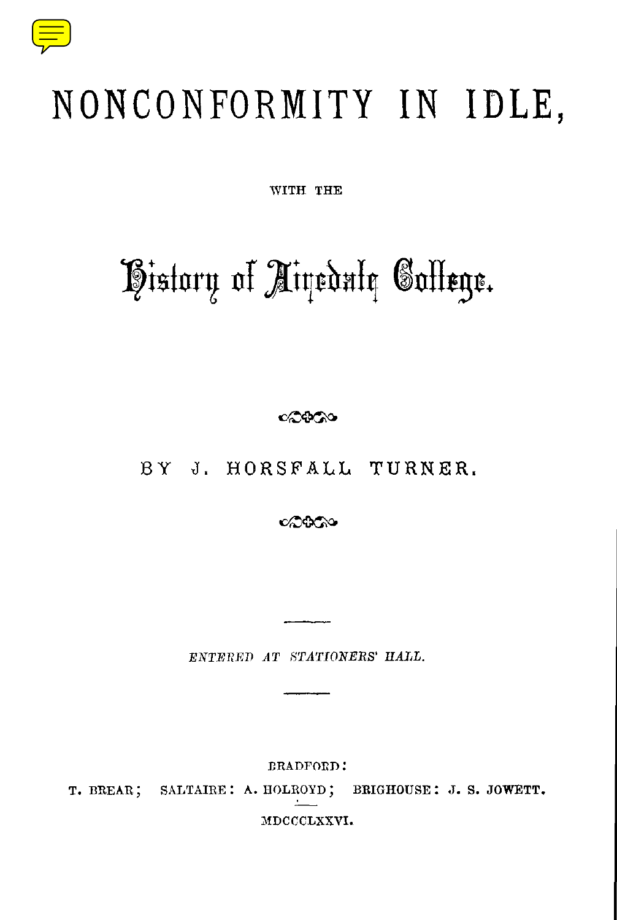# NONCONFORMITY IN IDLE,

WITH THE

# History of Airedale College.

BY J. HORSFALL TURNER.

*ENTERED AT STATIONERS' HALL.*

BRADFORD:
T. BREAR; SALTAIRE: A. HOLROYD; BRIGHOUSE: J. S. JOWETT.

MDCCCLXXVI.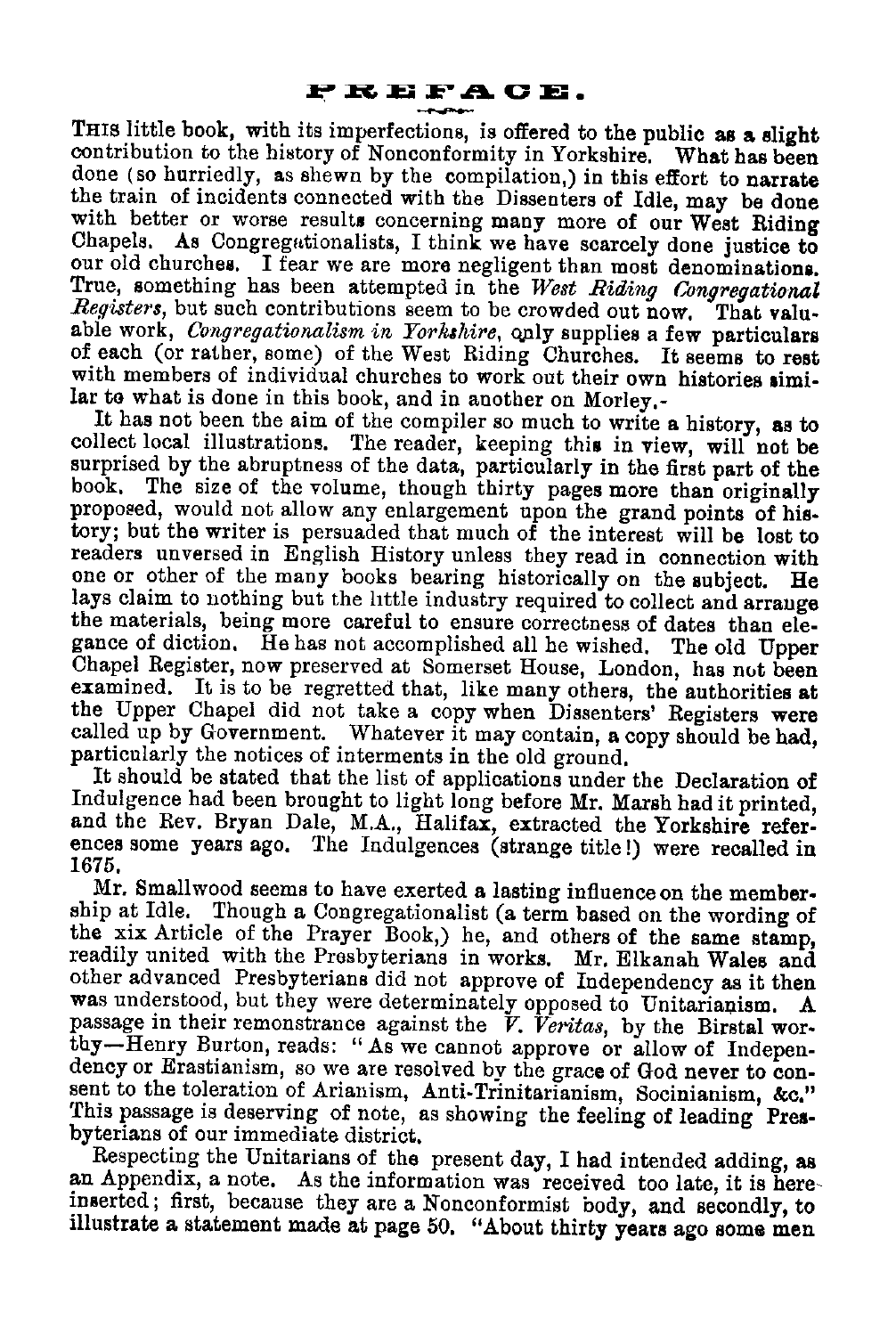# PREFACE.

THIS little book, with its imperfections, is offered to the public as a slight contribution to the history of Nonconformity in Yorkshire. What has been done (so hurriedly, as shewn by the compilation,) in this effort to narrate the train of incidents connected with the Dissenters of Idle, may be done with better or worse results concerning many more of our West Riding Chapels. As Congregationalists, I think we have scarcely done justice to our old churches. I fear we are more negligent than most denominations. True, something has been attempted in the *West Riding Congregational Registers*, but such contributions seem to be crowded out now. That valuable work, *Congregationalism in Yorkshire*, only supplies a few particulars of each (or rather, some) of the West Riding Churches. It seems to rest with members of individual churches to work out their own histories similar to what is done in this book, and in another on Morley.-

It has not been the aim of the compiler so much to write a history, as to collect local illustrations. The reader, keeping this in view, will not be surprised by the abruptness of the data, particularly in the first part of the book. The size of the volume, though thirty pages more than originally proposed, would not allow any enlargement upon the grand points of history; but the writer is persuaded that much of the interest will be lost to readers unversed in English History unless they read in connection with one or other of the many books bearing historically on the subject. He lays claim to nothing but the little industry required to collect and arrange the materials, being more careful to ensure correctness of dates than elegance of diction. He has not accomplished all he wished. The old Upper Chapel Register, now preserved at Somerset House, London, has not been examined. It is to be regretted that, like many others, the authorities at the Upper Chapel did not take a copy when Dissenters' Registers were called up by Government. Whatever it may contain, a copy should be had, particularly the notices of interments in the old ground.

It should be stated that the list of applications under the Declaration of Indulgence had been brought to light long before Mr. Marsh had it printed, and the Rev. Bryan Dale, M.A., Halifax, extracted the Yorkshire references some years ago. The Indulgences (strange title!) were recalled in 1675.

Mr. Smallwood seems to have exerted a lasting influence on the membership at Idle. Though a Congregationalist (a term based on the wording of the xix Article of the Prayer Book,) he, and others of the same stamp, readily united with the Presbyterians in works. Mr. Elkanah Wales and other advanced Presbyterians did not approve of Independency as it then was understood, but they were determinately opposed to Unitarianism. A passage in their remonstrance against the *V. Veritas*, by the Birstal worthy—Henry Burton, reads: "As we cannot approve or allow of Independency or Erastianism, so we are resolved by the grace of God never to consent to the toleration of Arianism, Anti-Trinitarianism, Socinianism, &c." This passage is deserving of note, as showing the feeling of leading Presbyterians of our immediate district.

Respecting the Unitarians of the present day, I had intended adding, as an Appendix, a note. As the information was received too late, it is here inserted; first, because they are a Nonconformist body, and secondly, to illustrate a statement made at page 50. "About thirty years ago some men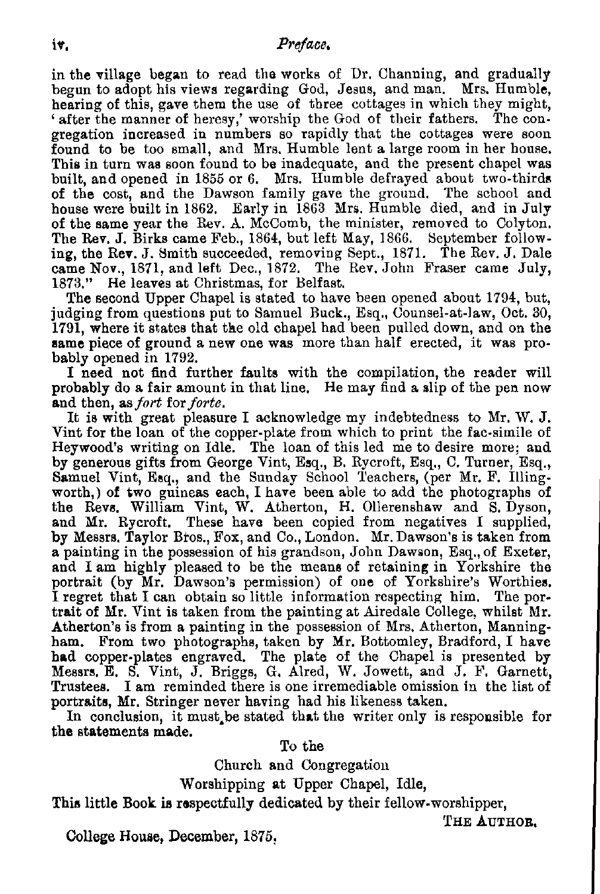in the village began to read the works of Dr. Channing, and gradually begun to adopt his views regarding God, Jesus, and man. Mrs. Humble, hearing of this, gave them the use of three cottages in which they might, 'after the manner of heresy,' worship the God of their fathers. The congregation increased in numbers so rapidly that the cottages were soon found to be too small, and Mrs. Humble lent a large room in her house. This in turn was soon found to be inadequate, and the present chapel was built, and opened in 1855 or 6. Mrs. Humble defrayed about two-thirds of the cost, and the Dawson family gave the ground. The school and house were built in 1862. Early in 1863 Mrs. Humble died, and in July of the same year the Rev. A. McComb, the minister, removed to Colyton. The Rev. J. Birks came Feb., 1864, but left May, 1866. September following, the Rev. J. Smith succeeded, removing Sept., 1871. The Rev. J. Dale came Nov., 1871, and left Dec., 1872. The Rev. John Fraser came July, 1873." He leaves at Christmas, for Belfast.

The second Upper Chapel is stated to have been opened about 1794, but, judging from questions put to Samuel Buck., Esq., Counsel-at-law, Oct. 30, 1791, where it states that the old chapel had been pulled down, and on the same piece of ground a new one was more than half erected, it was probably opened in 1792.

I need not find further faults with the compilation, the reader will probably do a fair amount in that line. He may find a slip of the pen now and then, as *fort* for *forte*.

It is with great pleasure I acknowledge my indebtedness to Mr. W. J. Vint for the loan of the copper-plate from which to print the fac-simile of Heywood's writing on Idle. The loan of this led me to desire more; and by generous gifts from George Vint, Esq., B. Rycroft, Esq., C. Turner, Esq., Samuel Vint, Esq., and the Sunday School Teachers, (per Mr. F. Illingworth,) of two guineas each, I have been able to add the photographs of the Revs. William Vint, W. Atherton, H. Ollerenshaw and S. Dyson, and Mr. Rycroft. These have been copied from negatives I supplied, by Messrs. Taylor Bros., Fox, and Co., London. Mr. Dawson's is taken from a painting in the possession of his grandson, John Dawson, Esq., of Exeter, and I am highly pleased to be the means of retaining in Yorkshire the portrait (by Mr. Dawson's permission) of one of Yorkshire's Worthies. I regret that I can obtain so little information respecting him. The portrait of Mr. Vint is taken from the painting at Airedale College, whilst Mr. Atherton's is from a painting in the possession of Mrs. Atherton, Manningham. From two photographs, taken by Mr. Bottomley, Bradford, I have had copper-plates engraved. The plate of the Chapel is presented by Messrs. E. S. Vint, J. Briggs, G. Alred, W. Jowett, and J. F. Garnett, Trustees. I am reminded there is one irremediable omission in the list of portraits, Mr. Stringer never having had his likeness taken.

In conclusion, it must be stated that the writer only is responsible for the statements made.

To the

Church and Congregation

Worshipping at Upper Chapel, Idle,

This little Book is respectfully dedicated by their fellow-worshipper,

THE AUTHOR.

College House, December, 1875.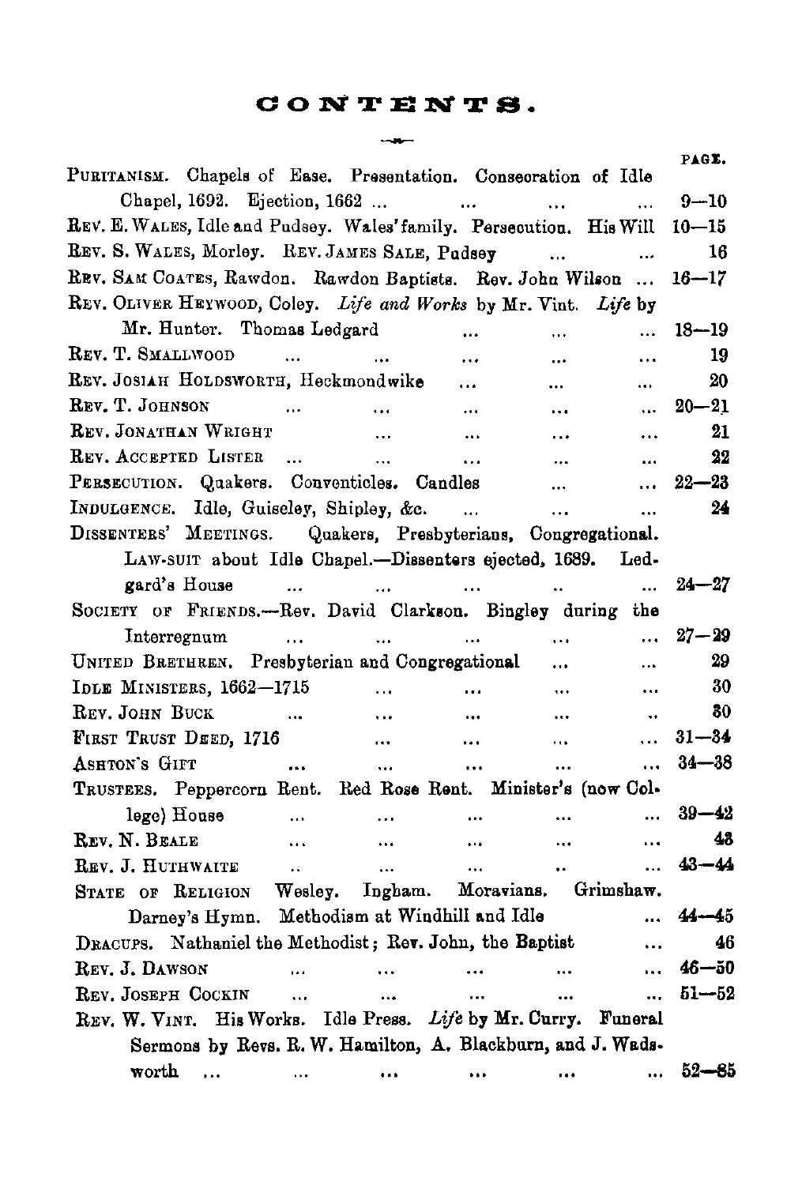# CONTENTS.

| | PAGE. |
|---|---|
| PURITANISM. Chapels of Ease. Presentation. Consecration of Idle Chapel, 1692. Ejection, 1662 ... | 9—10 |
| REV. E. WALES, Idle and Pudsey. Wales' family. Persecution. His Will | 10—15 |
| REV. S. WALES, Morley. REV. JAMES SALE, Pudsey ... | 16 |
| REV. SAM COATES, Rawdon. Rawdon Baptists. Rev. John Wilson ... | 16—17 |
| REV. OLIVER HEYWOOD, Coley. *Life and Works* by Mr. Vint. *Life* by Mr. Hunter. Thomas Ledgard ... | 18—19 |
| REV. T. SMALLWOOD ... | 19 |
| REV. JOSIAH HOLDSWORTH, Heckmondwike ... | 20 |
| REV. T. JOHNSON ... | 20—21 |
| REV. JONATHAN WRIGHT ... | 21 |
| REV. ACCEPTED LISTER ... | 22 |
| PERSECUTION. Quakers. Conventicles. Candles ... | 22—23 |
| INDULGENCE. Idle, Guiseley, Shipley, &c. ... | 24 |
| DISSENTERS' MEETINGS. Quakers, Presbyterians, Congregational. LAW-SUIT about Idle Chapel.—Dissenters ejected, 1689. Ledgard's House ... | 24—27 |
| SOCIETY OF FRIENDS.—Rev. David Clarkson. Bingley during the Interregnum ... | 27—29 |
| UNITED BRETHREN. Presbyterian and Congregational ... | 29 |
| IDLE MINISTERS, 1662—1715 ... | 30 |
| REV. JOHN BUCK ... | 30 |
| FIRST TRUST DEED, 1716 ... | 31—34 |
| ASHTON'S GIFT ... | 34—38 |
| TRUSTEES. Peppercorn Rent. Red Rose Rent. Minister's (now College) House ... | 39—42 |
| REV. N. BEALE ... | 43 |
| REV. J. HUTHWAITE ... | 43—44 |
| STATE OF RELIGION Wesley. Ingham. Moravians. Grimshaw. Darney's Hymn. Methodism at Windhill and Idle ... | 44—45 |
| DRACUPS. Nathaniel the Methodist; Rev. John, the Baptist ... | 46 |
| REV. J. DAWSON ... | 46—50 |
| REV. JOSEPH COCKIN ... | 51—52 |
| REV. W. VINT. His Works. Idle Press. *Life* by Mr. Curry. Funeral Sermons by Revs. R. W. Hamilton, A. Blackburn, and J. Wadsworth ... | 52—85 |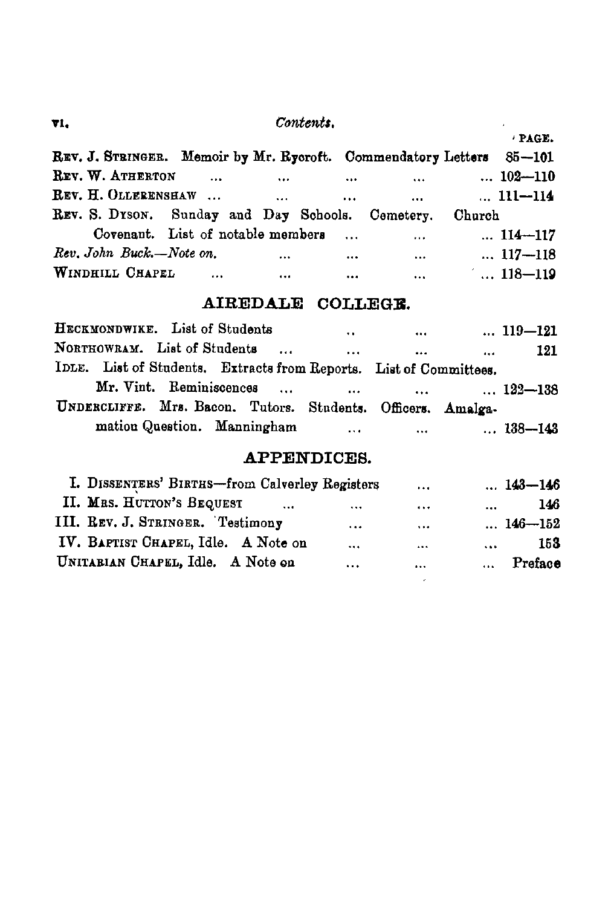| | PAGE. |
|---|---|
| REV. J. STRINGER. Memoir by Mr. Rycroft. Commendatory Letters | 85—101 |
| REV. W. ATHERTON ... ... ... ... | ... 102—110 |
| REV. H. OLLERENSHAW ... ... ... ... | ... 111—114 |
| REV. S. DYSON. Sunday and Day Schools. Cemetery. Church Covenant. List of notable members ... ... | ... 114—117 |
| *Rev. John Buck.—Note on.* ... ... ... | ... 117—118 |
| WINDHILL CHAPEL ... ... ... ... | ... 118—119 |

## AIREDALE COLLEGE.

| | |
|---|---|
| HECKMONDWIKE. List of Students .. ... | ... 119—121 |
| NORTHOWRAM. List of Students ... ... ... ... | 121 |
| IDLE. List of Students. Extracts from Reports. List of Committees. Mr. Vint. Reminiscences ... ... ... | ... 122—138 |
| UNDERCLIFFE. Mrs. Bacon. Tutors. Students. Officers. Amalgamation Question. Manningham ... ... | ... 138—143 |

## APPENDICES.

| | |
|---|---|
| I. DISSENTERS' BIRTHS—from Calverley Registers ... | ... 143—146 |
| II. MRS. HUTTON'S BEQUEST ... ... ... ... | 146 |
| III. REV. J. STRINGER. Testimony ... ... | ... 146—152 |
| IV. BAPTIST CHAPEL, Idle. A Note on ... ... ... | 153 |
| UNITARIAN CHAPEL, Idle. A Note on ... ... | ... Preface |